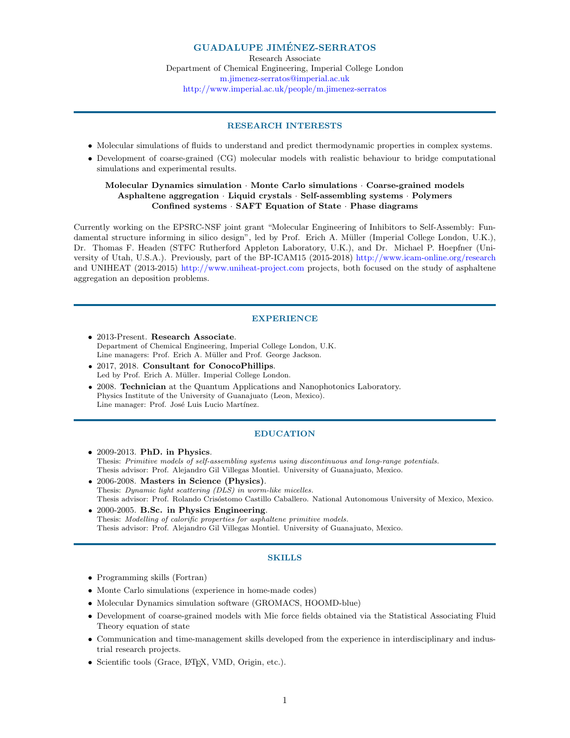# GUADALUPE JIMÉNEZ-SERRATOS

Research Associate
Department of Chemical Engineering, Imperial College London
m.jimenez-serratos@imperial.ac.uk
http://www.imperial.ac.uk/people/m.jimenez-serratos

## RESEARCH INTERESTS

- Molecular simulations of fluids to understand and predict thermodynamic properties in complex systems.
- Development of coarse-grained (CG) molecular models with realistic behaviour to bridge computational simulations and experimental results.

**Molecular Dynamics simulation · Monte Carlo simulations · Coarse-grained models**
**Asphaltene aggregation · Liquid crystals · Self-assembling systems · Polymers**
**Confined systems · SAFT Equation of State · Phase diagrams**

Currently working on the EPSRC-NSF joint grant "Molecular Engineering of Inhibitors to Self-Assembly: Fundamental structure informing in silico design", led by Prof. Erich A. Müller (Imperial College London, U.K.), Dr. Thomas F. Headen (STFC Rutherford Appleton Laboratory, U.K.), and Dr. Michael P. Hoepfner (University of Utah, U.S.A.). Previously, part of the BP-ICAM15 (2015-2018) http://www.icam-online.org/research and UNIHEAT (2013-2015) http://www.uniheat-project.com projects, both focused on the study of asphaltene aggregation an deposition problems.

## EXPERIENCE

- 2013-Present. **Research Associate**.
  Department of Chemical Engineering, Imperial College London, U.K.
  Line managers: Prof. Erich A. Müller and Prof. George Jackson.
- 2017, 2018. **Consultant for ConocoPhillips**.
  Led by Prof. Erich A. Müller. Imperial College London.
- 2008. **Technician** at the Quantum Applications and Nanophotonics Laboratory.
  Physics Institute of the University of Guanajuato (Leon, Mexico).
  Line manager: Prof. José Luis Lucio Martínez.

## EDUCATION

- 2009-2013. **PhD. in Physics**.
  Thesis: *Primitive models of self-assembling systems using discontinuous and long-range potentials.*
  Thesis advisor: Prof. Alejandro Gil Villegas Montiel. University of Guanajuato, Mexico.
- 2006-2008. **Masters in Science (Physics)**.
  Thesis: *Dynamic light scattering (DLS) in worm-like micelles.*
  Thesis advisor: Prof. Rolando Crisóstomo Castillo Caballero. National Autonomous University of Mexico, Mexico.
- 2000-2005. **B.Sc. in Physics Engineering**.
  Thesis: *Modelling of calorific properties for asphaltene primitive models.*
  Thesis advisor: Prof. Alejandro Gil Villegas Montiel. University of Guanajuato, Mexico.

## SKILLS

- Programming skills (Fortran)
- Monte Carlo simulations (experience in home-made codes)
- Molecular Dynamics simulation software (GROMACS, HOOMD-blue)
- Development of coarse-grained models with Mie force fields obtained via the Statistical Associating Fluid Theory equation of state
- Communication and time-management skills developed from the experience in interdisciplinary and industrial research projects.
- Scientific tools (Grace, LaTeX, VMD, Origin, etc.).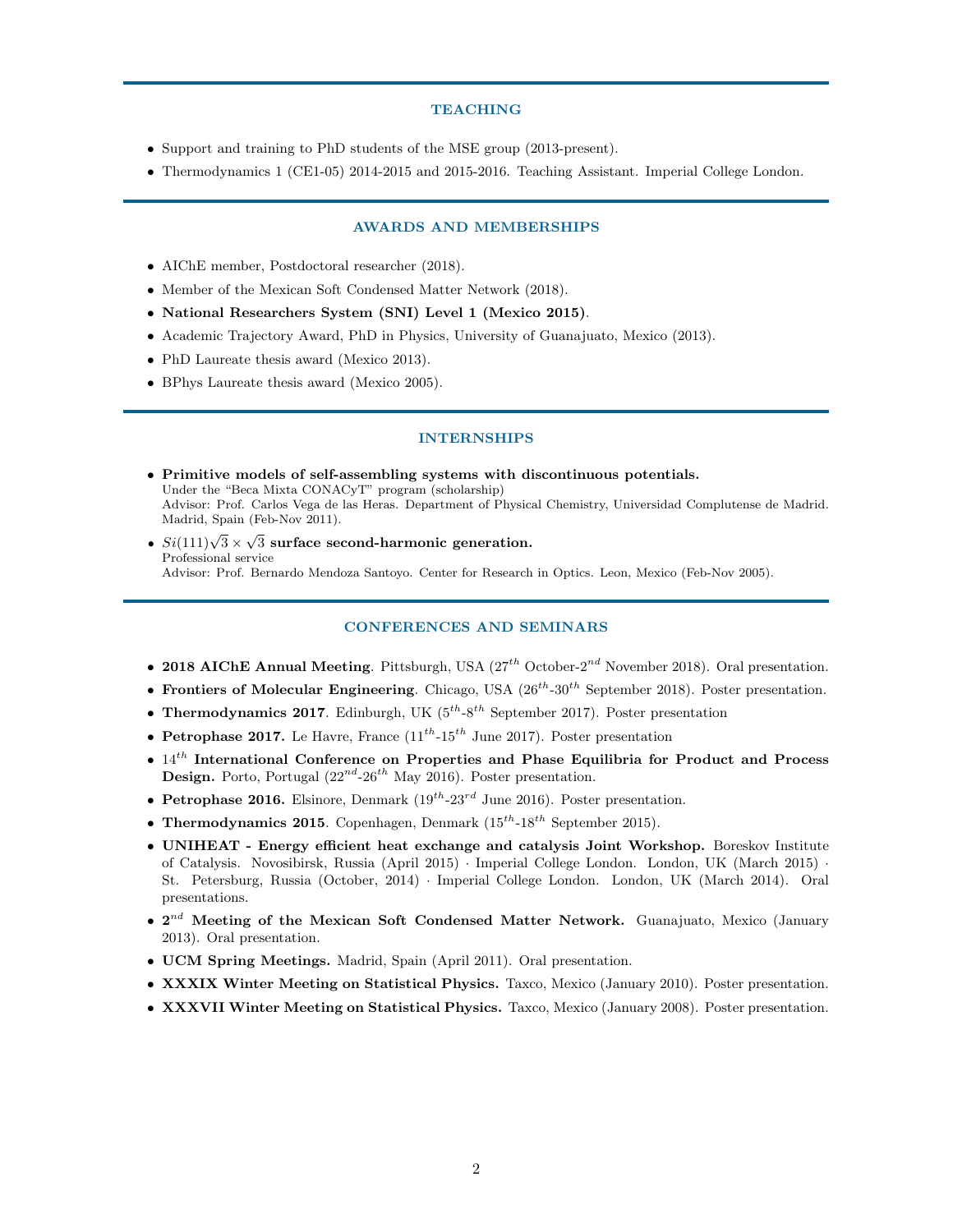## TEACHING

- Support and training to PhD students of the MSE group (2013-present).
- Thermodynamics 1 (CE1-05) 2014-2015 and 2015-2016. Teaching Assistant. Imperial College London.

## AWARDS AND MEMBERSHIPS

- AIChE member, Postdoctoral researcher (2018).
- Member of the Mexican Soft Condensed Matter Network (2018).
- **National Researchers System (SNI) Level 1 (Mexico 2015)**.
- Academic Trajectory Award, PhD in Physics, University of Guanajuato, Mexico (2013).
- PhD Laureate thesis award (Mexico 2013).
- BPhys Laureate thesis award (Mexico 2005).

## INTERNSHIPS

- **Primitive models of self-assembling systems with discontinuous potentials.**
  Under the "Beca Mixta CONACyT" program (scholarship)
  Advisor: Prof. Carlos Vega de las Heras. Department of Physical Chemistry, Universidad Complutense de Madrid. Madrid, Spain (Feb-Nov 2011).
- **$Si(111)\sqrt{3} \times \sqrt{3}$ surface second-harmonic generation.**
  Professional service
  Advisor: Prof. Bernardo Mendoza Santoyo. Center for Research in Optics. Leon, Mexico (Feb-Nov 2005).

## CONFERENCES AND SEMINARS

- **2018 AIChE Annual Meeting**. Pittsburgh, USA ($27^{th}$ October-$2^{nd}$ November 2018). Oral presentation.
- **Frontiers of Molecular Engineering**. Chicago, USA ($26^{th}$-$30^{th}$ September 2018). Poster presentation.
- **Thermodynamics 2017**. Edinburgh, UK ($5^{th}$-$8^{th}$ September 2017). Poster presentation
- **Petrophase 2017.** Le Havre, France ($11^{th}$-$15^{th}$ June 2017). Poster presentation
- $14^{th}$ **International Conference on Properties and Phase Equilibria for Product and Process Design.** Porto, Portugal ($22^{nd}$-$26^{th}$ May 2016). Poster presentation.
- **Petrophase 2016.** Elsinore, Denmark ($19^{th}$-$23^{rd}$ June 2016). Poster presentation.
- **Thermodynamics 2015**. Copenhagen, Denmark ($15^{th}$-$18^{th}$ September 2015).
- **UNIHEAT - Energy efficient heat exchange and catalysis Joint Workshop.** Boreskov Institute of Catalysis. Novosibirsk, Russia (April 2015) · Imperial College London. London, UK (March 2015) · St. Petersburg, Russia (October, 2014) · Imperial College London. London, UK (March 2014). Oral presentations.
- **$2^{nd}$ Meeting of the Mexican Soft Condensed Matter Network.** Guanajuato, Mexico (January 2013). Oral presentation.
- **UCM Spring Meetings.** Madrid, Spain (April 2011). Oral presentation.
- **XXXIX Winter Meeting on Statistical Physics.** Taxco, Mexico (January 2010). Poster presentation.
- **XXXVII Winter Meeting on Statistical Physics.** Taxco, Mexico (January 2008). Poster presentation.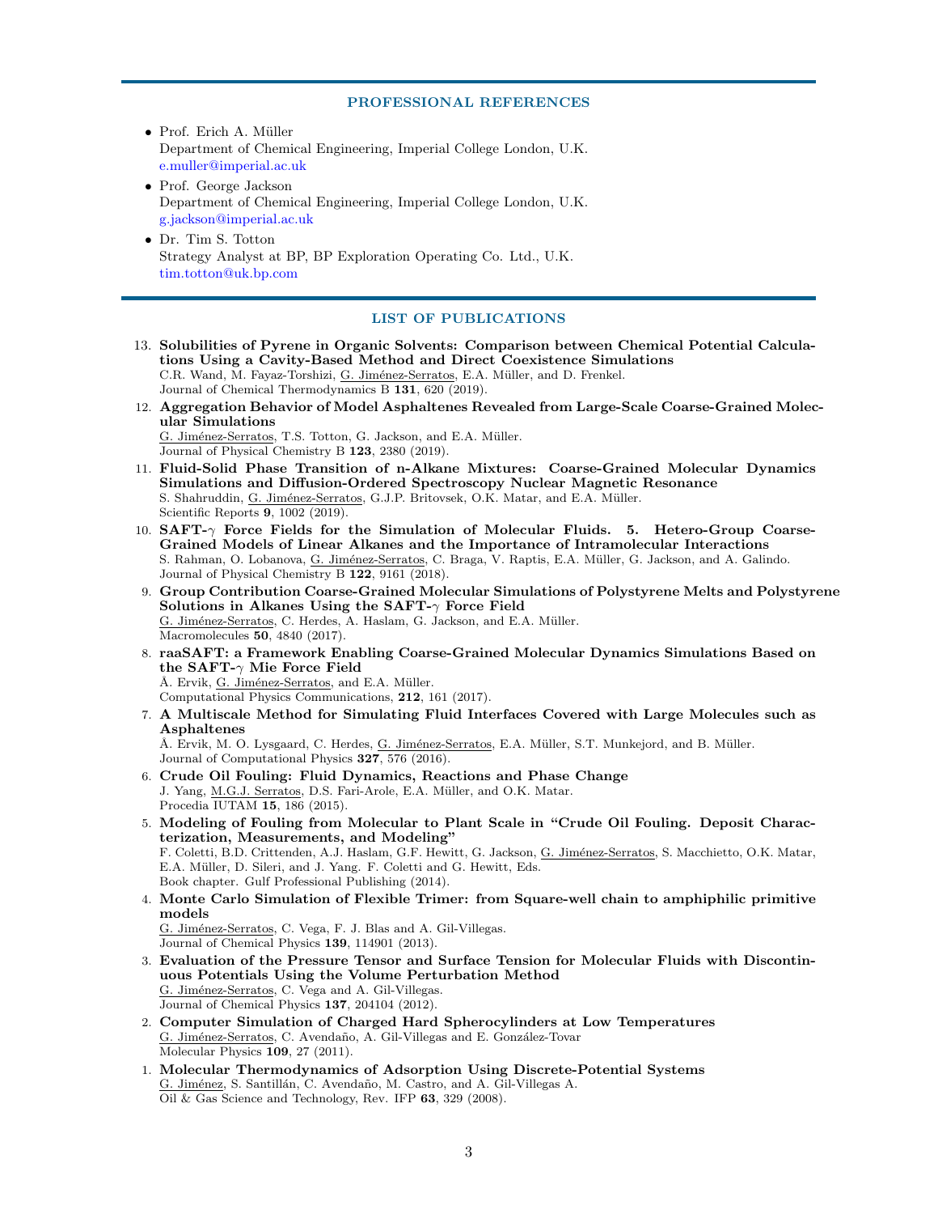## PROFESSIONAL REFERENCES

- Prof. Erich A. Müller
  Department of Chemical Engineering, Imperial College London, U.K.
  e.muller@imperial.ac.uk
- Prof. George Jackson
  Department of Chemical Engineering, Imperial College London, U.K.
  g.jackson@imperial.ac.uk
- Dr. Tim S. Totton
  Strategy Analyst at BP, BP Exploration Operating Co. Ltd., U.K.
  tim.totton@uk.bp.com

## LIST OF PUBLICATIONS

13. **Solubilities of Pyrene in Organic Solvents: Comparison between Chemical Potential Calculations Using a Cavity-Based Method and Direct Coexistence Simulations**
    C.R. Wand, M. Fayaz-Torshizi, G. Jiménez-Serratos, E.A. Müller, and D. Frenkel.
    Journal of Chemical Thermodynamics B **131**, 620 (2019).

12. **Aggregation Behavior of Model Asphaltenes Revealed from Large-Scale Coarse-Grained Molecular Simulations**
    G. Jiménez-Serratos, T.S. Totton, G. Jackson, and E.A. Müller.
    Journal of Physical Chemistry B **123**, 2380 (2019).

11. **Fluid-Solid Phase Transition of n-Alkane Mixtures: Coarse-Grained Molecular Dynamics Simulations and Diffusion-Ordered Spectroscopy Nuclear Magnetic Resonance**
    S. Shahruddin, G. Jiménez-Serratos, G.J.P. Britovsek, O.K. Matar, and E.A. Müller.
    Scientific Reports **9**, 1002 (2019).

10. **SAFT-$\gamma$ Force Fields for the Simulation of Molecular Fluids. 5. Hetero-Group Coarse-Grained Models of Linear Alkanes and the Importance of Intramolecular Interactions**
    S. Rahman, O. Lobanova, G. Jiménez-Serratos, C. Braga, V. Raptis, E.A. Müller, G. Jackson, and A. Galindo.
    Journal of Physical Chemistry B **122**, 9161 (2018).

9. **Group Contribution Coarse-Grained Molecular Simulations of Polystyrene Melts and Polystyrene Solutions in Alkanes Using the SAFT-$\gamma$ Force Field**
   G. Jiménez-Serratos, C. Herdes, A. Haslam, G. Jackson, and E.A. Müller.
   Macromolecules **50**, 4840 (2017).

8. **raaSAFT: a Framework Enabling Coarse-Grained Molecular Dynamics Simulations Based on the SAFT-$\gamma$ Mie Force Field**
   Å. Ervik, G. Jiménez-Serratos, and E.A. Müller.
   Computational Physics Communications, **212**, 161 (2017).

7. **A Multiscale Method for Simulating Fluid Interfaces Covered with Large Molecules such as Asphaltenes**
   Å. Ervik, M. O. Lysgaard, C. Herdes, G. Jiménez-Serratos, E.A. Müller, S.T. Munkejord, and B. Müller.
   Journal of Computational Physics **327**, 576 (2016).

6. **Crude Oil Fouling: Fluid Dynamics, Reactions and Phase Change**
   J. Yang, M.G.J. Serratos, D.S. Fari-Arole, E.A. Müller, and O.K. Matar.
   Procedia IUTAM **15**, 186 (2015).

5. **Modeling of Fouling from Molecular to Plant Scale in "Crude Oil Fouling. Deposit Characterization, Measurements, and Modeling"**
   F. Coletti, B.D. Crittenden, A.J. Haslam, G.F. Hewitt, G. Jackson, G. Jiménez-Serratos, S. Macchietto, O.K. Matar, E.A. Müller, D. Sileri, and J. Yang. F. Coletti and G. Hewitt, Eds.
   Book chapter. Gulf Professional Publishing (2014).

4. **Monte Carlo Simulation of Flexible Trimer: from Square-well chain to amphiphilic primitive models**
   G. Jiménez-Serratos, C. Vega, F. J. Blas and A. Gil-Villegas.
   Journal of Chemical Physics **139**, 114901 (2013).

3. **Evaluation of the Pressure Tensor and Surface Tension for Molecular Fluids with Discontinuous Potentials Using the Volume Perturbation Method**
   G. Jiménez-Serratos, C. Vega and A. Gil-Villegas.
   Journal of Chemical Physics **137**, 204104 (2012).

2. **Computer Simulation of Charged Hard Spherocylinders at Low Temperatures**
   G. Jiménez-Serratos, C. Avendaño, A. Gil-Villegas and E. González-Tovar
   Molecular Physics **109**, 27 (2011).

1. **Molecular Thermodynamics of Adsorption Using Discrete-Potential Systems**
   G. Jiménez, S. Santillán, C. Avendaño, M. Castro, and A. Gil-Villegas A.
   Oil & Gas Science and Technology, Rev. IFP **63**, 329 (2008).